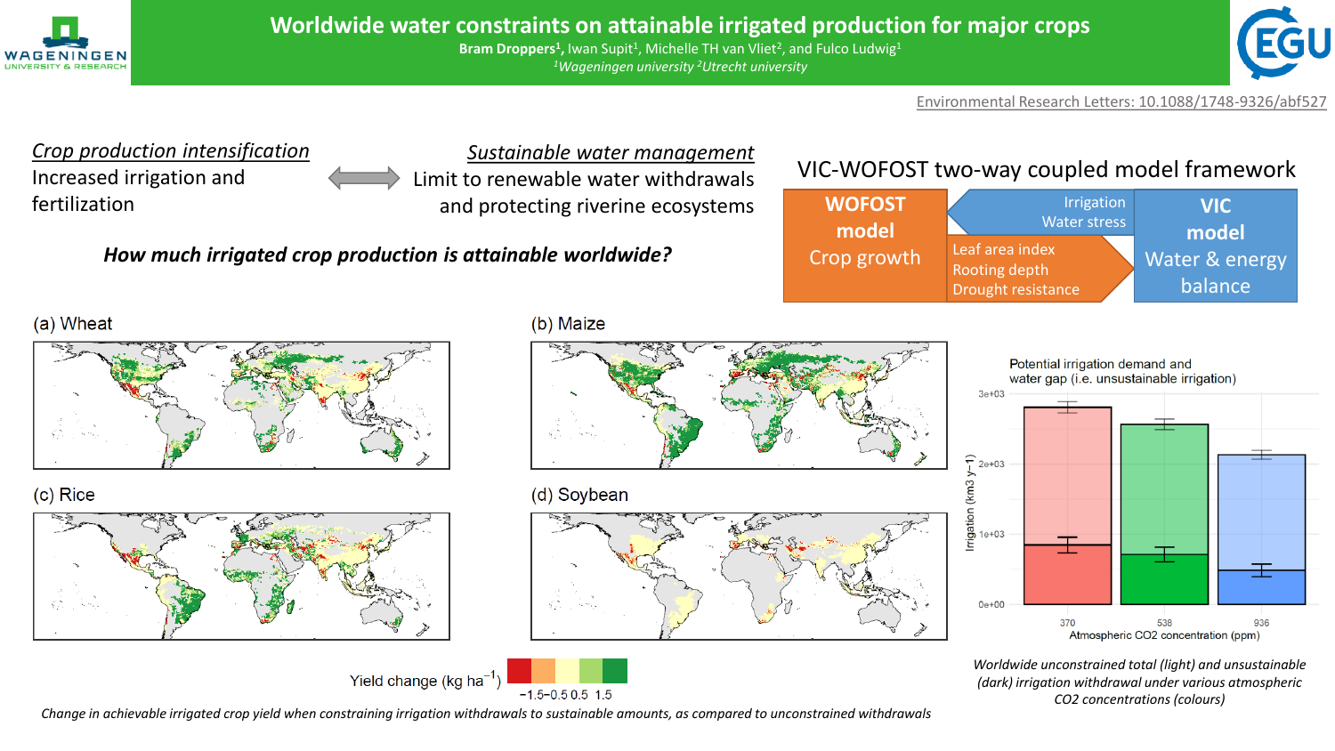# Worldwide water constraints on attainable irrigated production for major crops

**Bram Droppers[1]**, Iwan Supit[1], Michelle TH van Vliet[2], and Fulco Ludwig[1]

[1]*Wageningen university* [2]*Utrecht university*

Environmental Research Letters: 10.1088/1748-9326/abf527

*Crop production intensification*
Increased irrigation and fertilization

*Sustainable water management*
Limit to renewable water withdrawals and protecting riverine ecosystems

***How much irrigated crop production is attainable worldwide?***

VIC-WOFOST two-way coupled model framework

**WOFOST model** Crop growth

Irrigation
Water stress

Leaf area index
Rooting depth
Drought resistance

**VIC model** Water & energy balance

(a) Wheat

(b) Maize

(c) Rice

(d) Soybean

Yield change (kg ha$^{-1}$) −1.5 −0.5 0.5 1.5

*Change in achievable irrigated crop yield when constraining irrigation withdrawals to sustainable amounts, as compared to unconstrained withdrawals*

Potential irrigation demand and water gap (i.e. unsustainable irrigation)

*Worldwide unconstrained total (light) and unsustainable (dark) irrigation withdrawal under various atmospheric CO2 concentrations (colours)*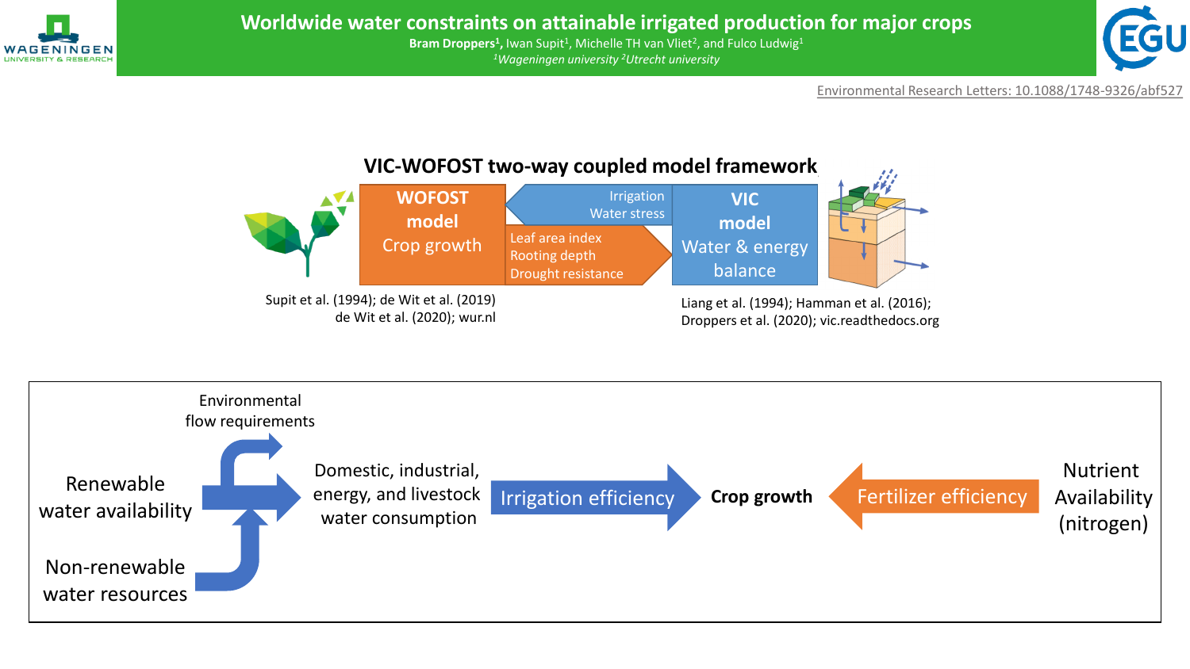# Worldwide water constraints on attainable irrigated production for major crops

**Bram Droppers**[1], Iwan Supit[1], Michelle TH van Vliet[2], and Fulco Ludwig[1]

*[1]Wageningen university [2]Utrecht university*

Environmental Research Letters: 10.1088/1748-9326/abf527

## VIC-WOFOST two-way coupled model framework

**WOFOST model** Crop growth

Irrigation, Water stress

Leaf area index, Rooting depth, Drought resistance

**VIC model** Water & energy balance

Supit et al. (1994); de Wit et al. (2019) de Wit et al. (2020); wur.nl

Liang et al. (1994); Hamman et al. (2016); Droppers et al. (2020); vic.readthedocs.org

Renewable water availability

Non-renewable water resources

Environmental flow requirements

Domestic, industrial, energy, and livestock water consumption

Irrigation efficiency

**Crop growth**

Fertilizer efficiency

Nutrient Availability (nitrogen)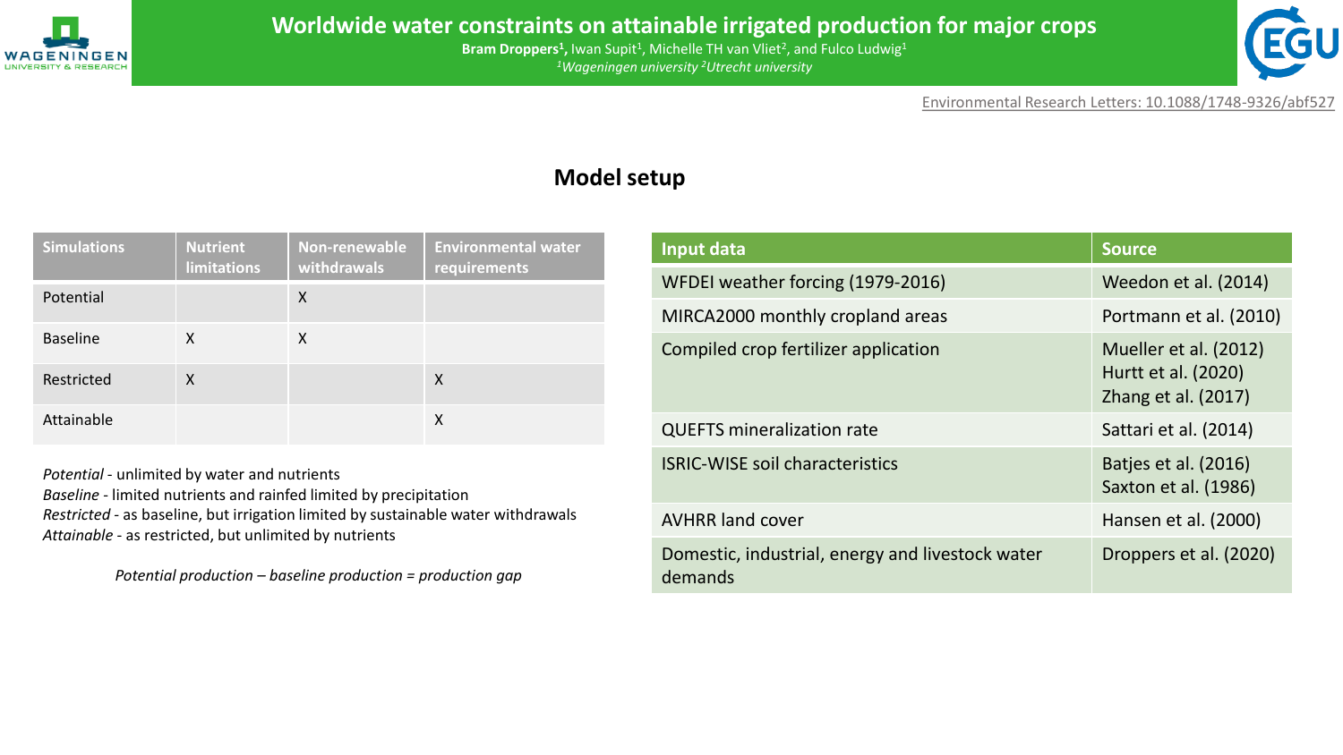# Worldwide water constraints on attainable irrigated production for major crops

**Bram Droppers**[1], Iwan Supit[1], Michelle TH van Vliet[2], and Fulco Ludwig[1]

*[1]Wageningen university [2]Utrecht university*

Environmental Research Letters: 10.1088/1748-9326/abf527

## Model setup

| Simulations | Nutrient limitations | Non-renewable withdrawals | Environmental water requirements |
|---|---|---|---|
| Potential | | X | |
| Baseline | X | X | |
| Restricted | X | | X |
| Attainable | | | X |

*Potential* - unlimited by water and nutrients
*Baseline* - limited nutrients and rainfed limited by precipitation
*Restricted* - as baseline, but irrigation limited by sustainable water withdrawals
*Attainable* - as restricted, but unlimited by nutrients

*Potential production – baseline production = production gap*

| Input data | Source |
|---|---|
| WFDEI weather forcing (1979-2016) | Weedon et al. (2014) |
| MIRCA2000 monthly cropland areas | Portmann et al. (2010) |
| Compiled crop fertilizer application | Mueller et al. (2012)<br>Hurtt et al. (2020)<br>Zhang et al. (2017) |
| QUEFTS mineralization rate | Sattari et al. (2014) |
| ISRIC-WISE soil characteristics | Batjes et al. (2016)<br>Saxton et al. (1986) |
| AVHRR land cover | Hansen et al. (2000) |
| Domestic, industrial, energy and livestock water demands | Droppers et al. (2020) |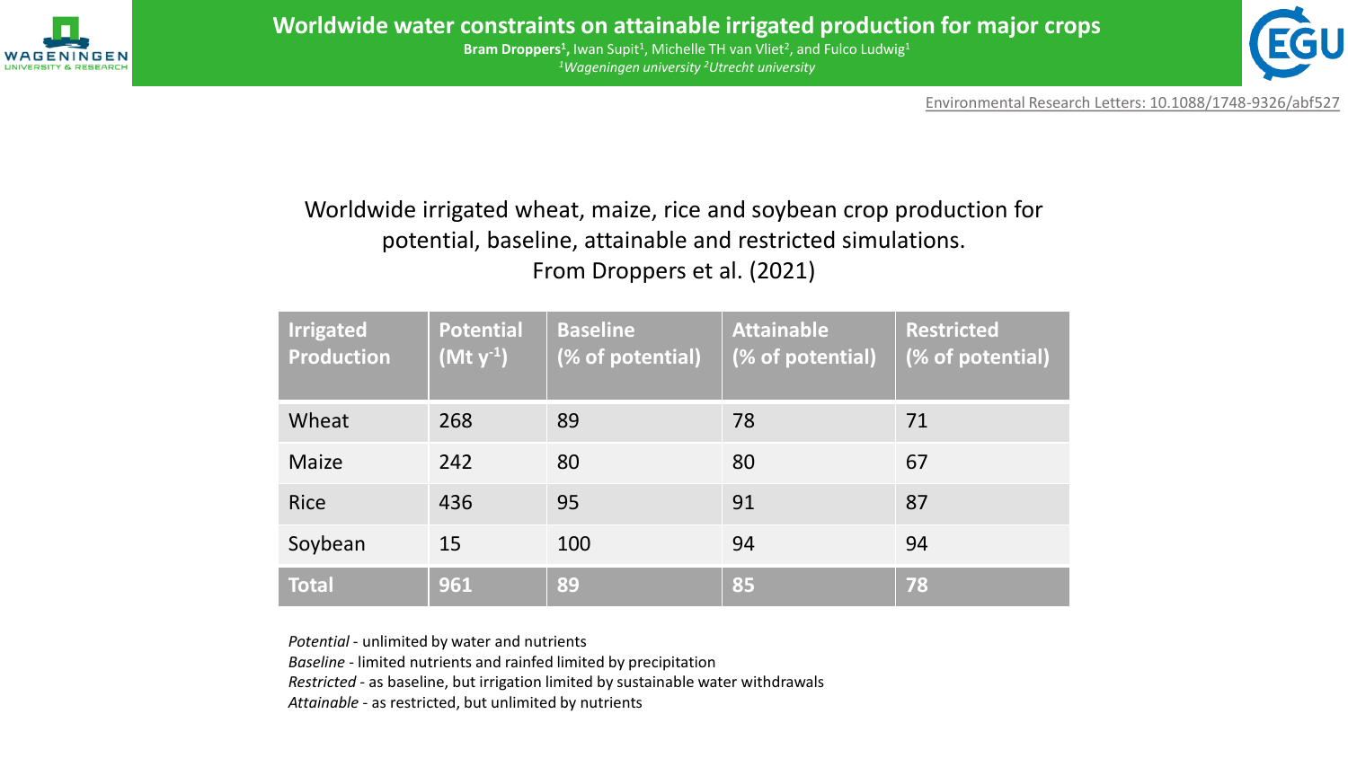# Worldwide water constraints on attainable irrigated production for major crops

**Bram Droppers[1]**, Iwan Supit[1], Michelle TH van Vliet[2], and Fulco Ludwig[1]

*[1]Wageningen university [2]Utrecht university*

Environmental Research Letters: 10.1088/1748-9326/abf527

Worldwide irrigated wheat, maize, rice and soybean crop production for potential, baseline, attainable and restricted simulations.
From Droppers et al. (2021)

| Irrigated Production | Potential (Mt $y^{-1}$) | Baseline (% of potential) | Attainable (% of potential) | Restricted (% of potential) |
|---|---|---|---|---|
| Wheat | 268 | 89 | 78 | 71 |
| Maize | 242 | 80 | 80 | 67 |
| Rice | 436 | 95 | 91 | 87 |
| Soybean | 15 | 100 | 94 | 94 |
| **Total** | **961** | **89** | **85** | **78** |

*Potential* - unlimited by water and nutrients
*Baseline* - limited nutrients and rainfed limited by precipitation
*Restricted* - as baseline, but irrigation limited by sustainable water withdrawals
*Attainable* - as restricted, but unlimited by nutrients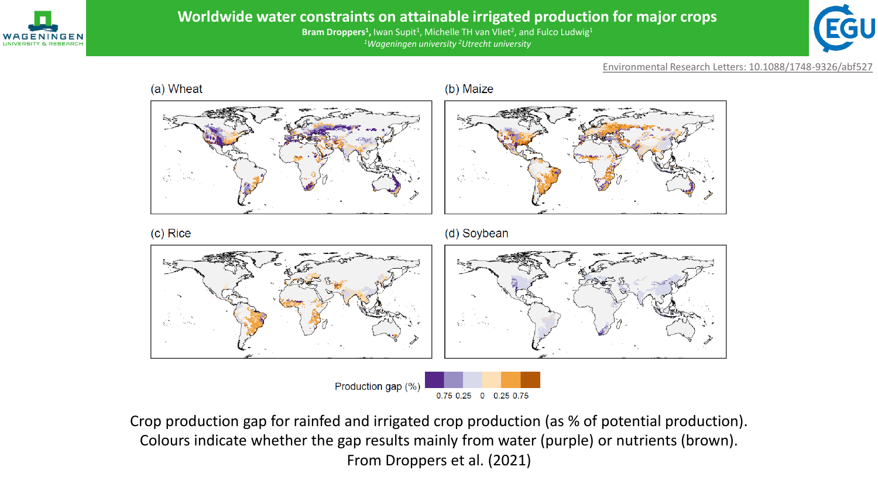# Worldwide water constraints on attainable irrigated production for major crops

**Bram Droppers[1]**, Iwan Supit[1], Michelle TH van Vliet[2], and Fulco Ludwig[1]

*[1]Wageningen university [2]Utrecht university*

Environmental Research Letters: 10.1088/1748-9326/abf527

(a) Wheat

(b) Maize

(c) Rice

(d) Soybean

Production gap (%)

0.75 0.25 0 0.25 0.75

Crop production gap for rainfed and irrigated crop production (as % of potential production). Colours indicate whether the gap results mainly from water (purple) or nutrients (brown). From Droppers et al. (2021)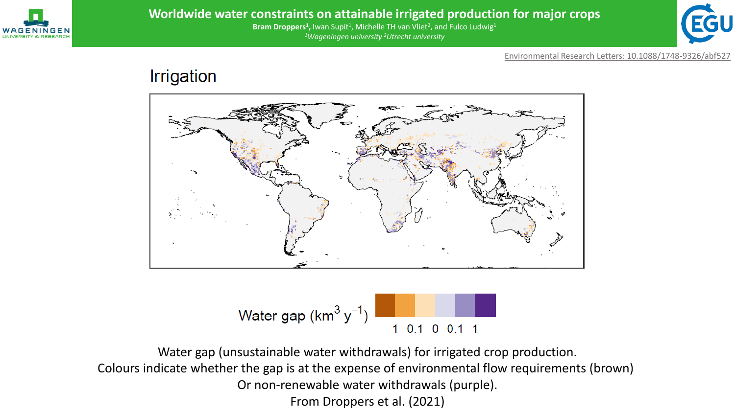# Worldwide water constraints on attainable irrigated production for major crops

**Bram Droppers[1]**, Iwan Supit[1], Michelle TH van Vliet[2], and Fulco Ludwig[1]

*[1]Wageningen university [2]Utrecht university*

Environmental Research Letters: 10.1088/1748-9326/abf527

## Irrigation

Water gap ($km^3\ y^{-1}$)

1 0.1 0 0.1 1

Water gap (unsustainable water withdrawals) for irrigated crop production.
Colours indicate whether the gap is at the expense of environmental flow requirements (brown)
Or non-renewable water withdrawals (purple).
From Droppers et al. (2021)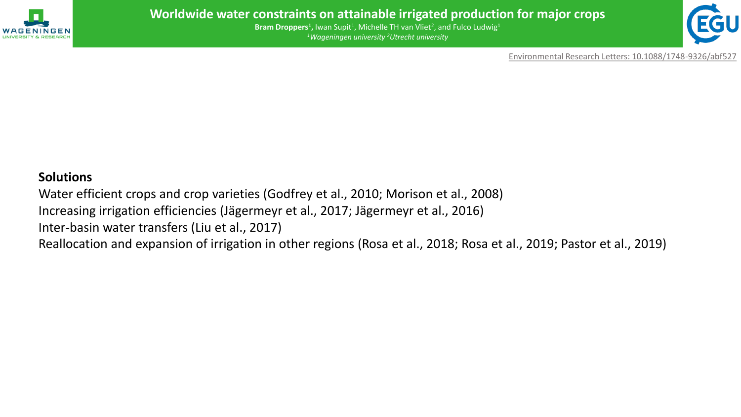**Solutions**

Water efficient crops and crop varieties (Godfrey et al., 2010; Morison et al., 2008)

Increasing irrigation efficiencies (Jägermeyr et al., 2017; Jägermeyr et al., 2016)

Inter-basin water transfers (Liu et al., 2017)

Reallocation and expansion of irrigation in other regions (Rosa et al., 2018; Rosa et al., 2019; Pastor et al., 2019)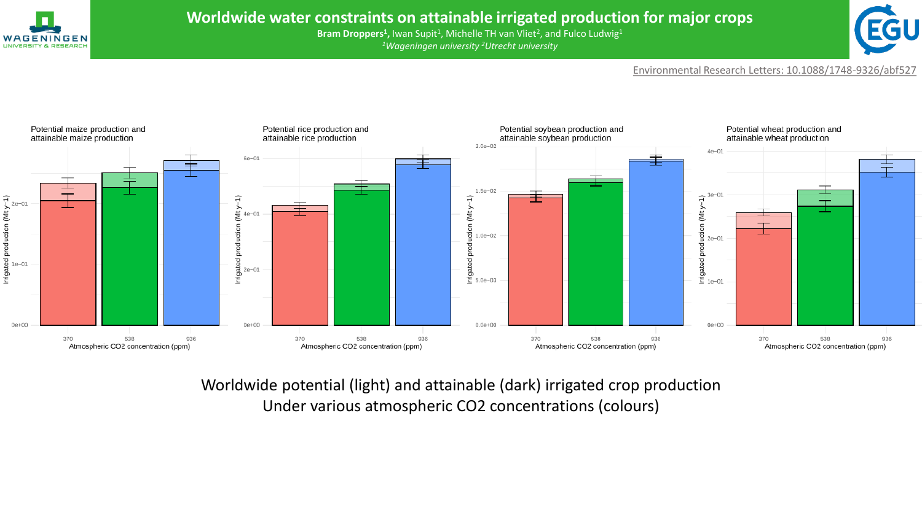# Worldwide water constraints on attainable irrigated production for major crops

**Bram Droppers[1]**, Iwan Supit[1], Michelle TH van Vliet[2], and Fulco Ludwig[1]

*[1]Wageningen university [2]Utrecht university*

Environmental Research Letters: 10.1088/1748-9326/abf527

Potential maize production and attainable maize production

Potential rice production and attainable rice production

Potential soybean production and attainable soybean production

Potential wheat production and attainable wheat production

Irrigated production (Mt y-1)

Atmospheric CO2 concentration (ppm)

370 538 936

Worldwide potential (light) and attainable (dark) irrigated crop production
Under various atmospheric CO2 concentrations (colours)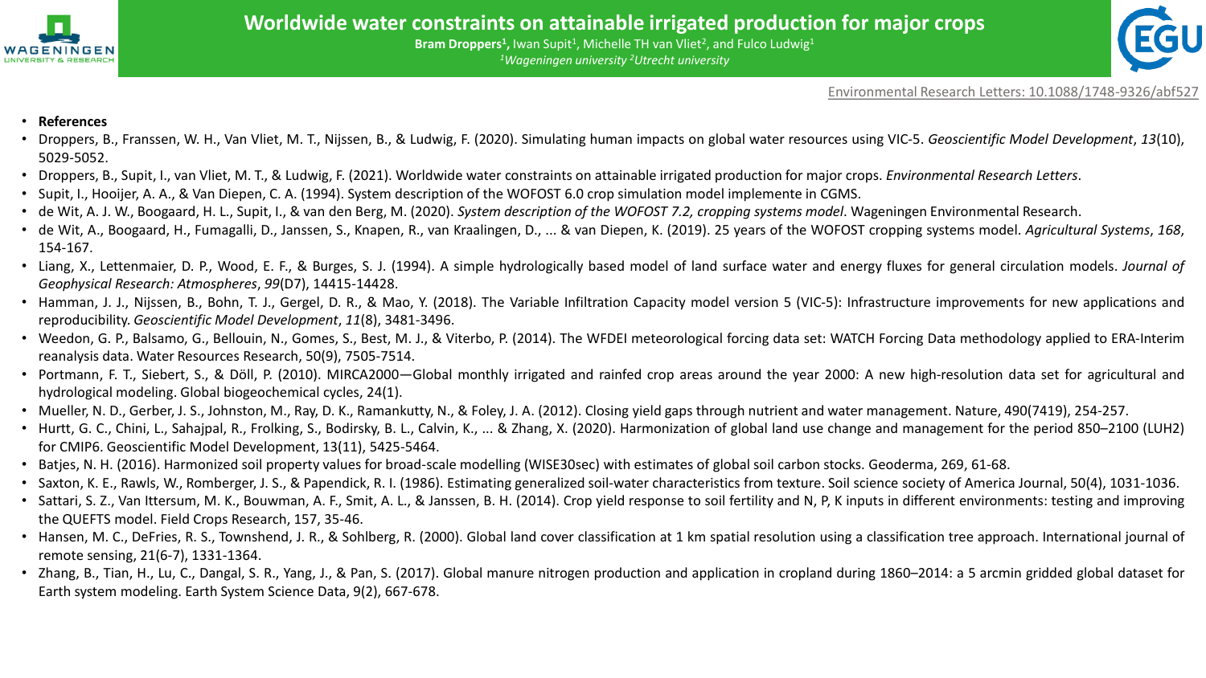- **References**
- Droppers, B., Franssen, W. H., Van Vliet, M. T., Nijssen, B., & Ludwig, F. (2020). Simulating human impacts on global water resources using VIC-5. *Geoscientific Model Development*, *13*(10), 5029-5052.
- Droppers, B., Supit, I., van Vliet, M. T., & Ludwig, F. (2021). Worldwide water constraints on attainable irrigated production for major crops. *Environmental Research Letters*.
- Supit, I., Hooijer, A. A., & Van Diepen, C. A. (1994). System description of the WOFOST 6.0 crop simulation model implemente in CGMS.
- de Wit, A. J. W., Boogaard, H. L., Supit, I., & van den Berg, M. (2020). *System description of the WOFOST 7.2, cropping systems model*. Wageningen Environmental Research.
- de Wit, A., Boogaard, H., Fumagalli, D., Janssen, S., Knapen, R., van Kraalingen, D., ... & van Diepen, K. (2019). 25 years of the WOFOST cropping systems model. *Agricultural Systems*, *168*, 154-167.
- Liang, X., Lettenmaier, D. P., Wood, E. F., & Burges, S. J. (1994). A simple hydrologically based model of land surface water and energy fluxes for general circulation models. *Journal of Geophysical Research: Atmospheres*, *99*(D7), 14415-14428.
- Hamman, J. J., Nijssen, B., Bohn, T. J., Gergel, D. R., & Mao, Y. (2018). The Variable Infiltration Capacity model version 5 (VIC-5): Infrastructure improvements for new applications and reproducibility. *Geoscientific Model Development*, *11*(8), 3481-3496.
- Weedon, G. P., Balsamo, G., Bellouin, N., Gomes, S., Best, M. J., & Viterbo, P. (2014). The WFDEI meteorological forcing data set: WATCH Forcing Data methodology applied to ERA-Interim reanalysis data. Water Resources Research, 50(9), 7505-7514.
- Portmann, F. T., Siebert, S., & Döll, P. (2010). MIRCA2000—Global monthly irrigated and rainfed crop areas around the year 2000: A new high-resolution data set for agricultural and hydrological modeling. Global biogeochemical cycles, 24(1).
- Mueller, N. D., Gerber, J. S., Johnston, M., Ray, D. K., Ramankutty, N., & Foley, J. A. (2012). Closing yield gaps through nutrient and water management. Nature, 490(7419), 254-257.
- Hurtt, G. C., Chini, L., Sahajpal, R., Frolking, S., Bodirsky, B. L., Calvin, K., ... & Zhang, X. (2020). Harmonization of global land use change and management for the period 850–2100 (LUH2) for CMIP6. Geoscientific Model Development, 13(11), 5425-5464.
- Batjes, N. H. (2016). Harmonized soil property values for broad-scale modelling (WISE30sec) with estimates of global soil carbon stocks. Geoderma, 269, 61-68.
- Saxton, K. E., Rawls, W., Romberger, J. S., & Papendick, R. I. (1986). Estimating generalized soil-water characteristics from texture. Soil science society of America Journal, 50(4), 1031-1036.
- Sattari, S. Z., Van Ittersum, M. K., Bouwman, A. F., Smit, A. L., & Janssen, B. H. (2014). Crop yield response to soil fertility and N, P, K inputs in different environments: testing and improving the QUEFTS model. Field Crops Research, 157, 35-46.
- Hansen, M. C., DeFries, R. S., Townshend, J. R., & Sohlberg, R. (2000). Global land cover classification at 1 km spatial resolution using a classification tree approach. International journal of remote sensing, 21(6-7), 1331-1364.
- Zhang, B., Tian, H., Lu, C., Dangal, S. R., Yang, J., & Pan, S. (2017). Global manure nitrogen production and application in cropland during 1860–2014: a 5 arcmin gridded global dataset for Earth system modeling. Earth System Science Data, 9(2), 667-678.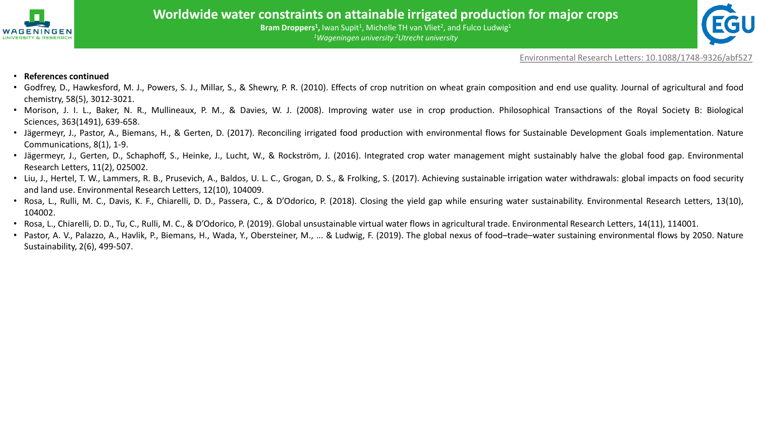- **References continued**
- Godfrey, D., Hawkesford, M. J., Powers, S. J., Millar, S., & Shewry, P. R. (2010). Effects of crop nutrition on wheat grain composition and end use quality. Journal of agricultural and food chemistry, 58(5), 3012-3021.
- Morison, J. I. L., Baker, N. R., Mullineaux, P. M., & Davies, W. J. (2008). Improving water use in crop production. Philosophical Transactions of the Royal Society B: Biological Sciences, 363(1491), 639-658.
- Jägermeyr, J., Pastor, A., Biemans, H., & Gerten, D. (2017). Reconciling irrigated food production with environmental flows for Sustainable Development Goals implementation. Nature Communications, 8(1), 1-9.
- Jägermeyr, J., Gerten, D., Schaphoff, S., Heinke, J., Lucht, W., & Rockström, J. (2016). Integrated crop water management might sustainably halve the global food gap. Environmental Research Letters, 11(2), 025002.
- Liu, J., Hertel, T. W., Lammers, R. B., Prusevich, A., Baldos, U. L. C., Grogan, D. S., & Frolking, S. (2017). Achieving sustainable irrigation water withdrawals: global impacts on food security and land use. Environmental Research Letters, 12(10), 104009.
- Rosa, L., Rulli, M. C., Davis, K. F., Chiarelli, D. D., Passera, C., & D'Odorico, P. (2018). Closing the yield gap while ensuring water sustainability. Environmental Research Letters, 13(10), 104002.
- Rosa, L., Chiarelli, D. D., Tu, C., Rulli, M. C., & D'Odorico, P. (2019). Global unsustainable virtual water flows in agricultural trade. Environmental Research Letters, 14(11), 114001.
- Pastor, A. V., Palazzo, A., Havlik, P., Biemans, H., Wada, Y., Obersteiner, M., ... & Ludwig, F. (2019). The global nexus of food–trade–water sustaining environmental flows by 2050. Nature Sustainability, 2(6), 499-507.